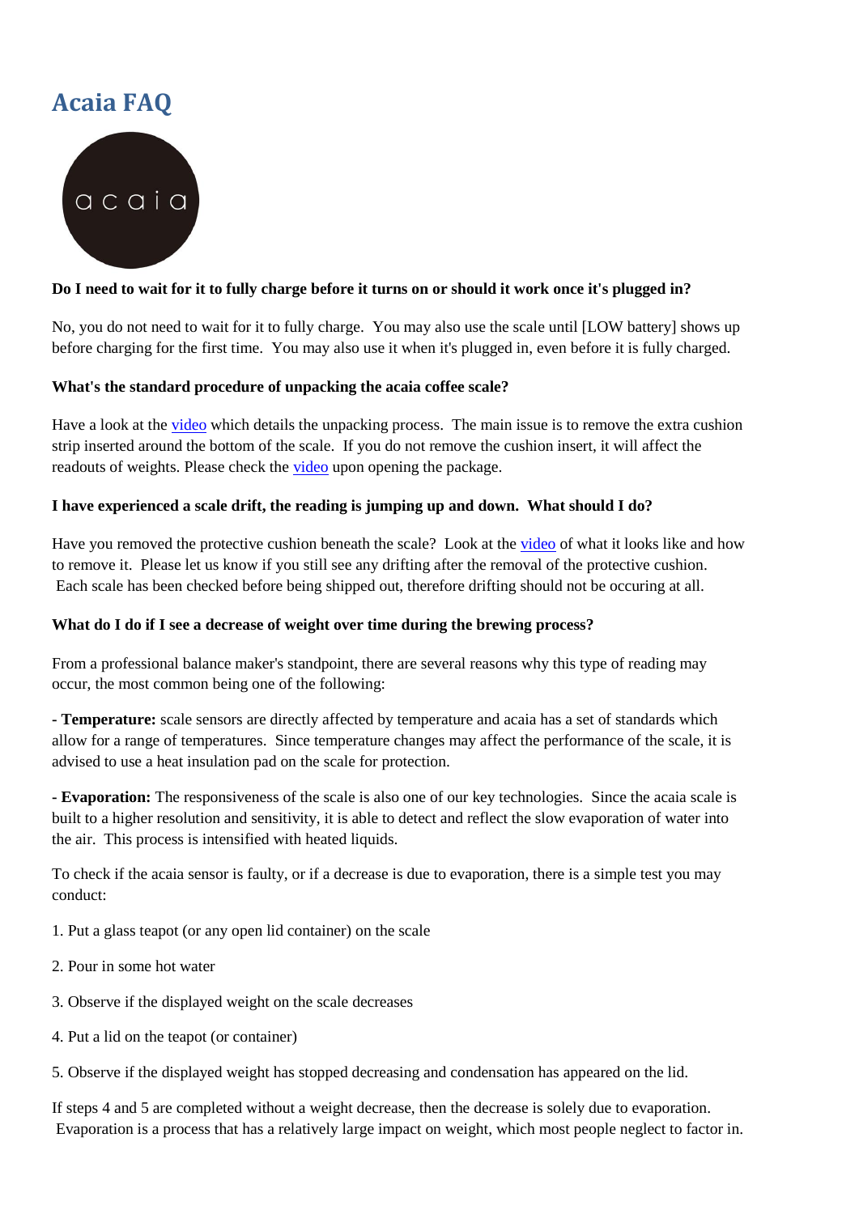# Acaia FAQ

**Do I need to wait for it to fully charge before it turns on or should it work once it's plugged in?**

No, you do not need to wait for it to fully charge. You may also use the scale until [LOW battery] shows up before charging for the first time. You may also use it when it's plugged in, even before it is fully charged.

**What's the standard procedure of unpacking the acaia coffee scale?**

Have a look at the video which details the unpacking process. The main issue is to remove the extra cushion strip inserted around the bottom of the scale. If you do not remove the cushion insert, it will affect the readouts of weights. Please check the video upon opening the package.

**I have experienced a scale drift, the reading is jumping up and down. What should I do?**

Have you removed the protective cushion beneath the scale? Look at the video of what it looks like and how to remove it. Please let us know if you still see any drifting after the removal of the protective cushion. Each scale has been checked before being shipped out, therefore drifting should not be occuring at all.

**What do I do if I see a decrease of weight over time during the brewing process?**

From a professional balance maker's standpoint, there are several reasons why this type of reading may occur, the most common being one of the following:

**- Temperature:** scale sensors are directly affected by temperature and acaia has a set of standards which allow for a range of temperatures. Since temperature changes may affect the performance of the scale, it is advised to use a heat insulation pad on the scale for protection.

**- Evaporation:** The responsiveness of the scale is also one of our key technologies. Since the acaia scale is built to a higher resolution and sensitivity, it is able to detect and reflect the slow evaporation of water into the air. This process is intensified with heated liquids.

To check if the acaia sensor is faulty, or if a decrease is due to evaporation, there is a simple test you may conduct:

1. Put a glass teapot (or any open lid container) on the scale

2. Pour in some hot water

3. Observe if the displayed weight on the scale decreases

4. Put a lid on the teapot (or container)

5. Observe if the displayed weight has stopped decreasing and condensation has appeared on the lid.

If steps 4 and 5 are completed without a weight decrease, then the decrease is solely due to evaporation. Evaporation is a process that has a relatively large impact on weight, which most people neglect to factor in.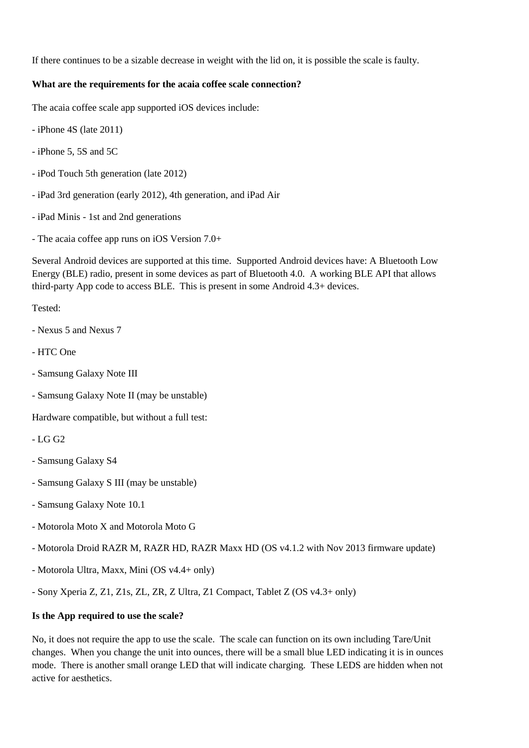If there continues to be a sizable decrease in weight with the lid on, it is possible the scale is faulty.

**What are the requirements for the acaia coffee scale connection?**

The acaia coffee scale app supported iOS devices include:

- iPhone 4S (late 2011)

- iPhone 5, 5S and 5C

- iPod Touch 5th generation (late 2012)

- iPad 3rd generation (early 2012), 4th generation, and iPad Air

- iPad Minis - 1st and 2nd generations

- The acaia coffee app runs on iOS Version 7.0+

Several Android devices are supported at this time. Supported Android devices have: A Bluetooth Low Energy (BLE) radio, present in some devices as part of Bluetooth 4.0. A working BLE API that allows third-party App code to access BLE. This is present in some Android 4.3+ devices.

Tested:

- Nexus 5 and Nexus 7

- HTC One

- Samsung Galaxy Note III

- Samsung Galaxy Note II (may be unstable)

Hardware compatible, but without a full test:

- LG G2

- Samsung Galaxy S4

- Samsung Galaxy S III (may be unstable)

- Samsung Galaxy Note 10.1

- Motorola Moto X and Motorola Moto G

- Motorola Droid RAZR M, RAZR HD, RAZR Maxx HD (OS v4.1.2 with Nov 2013 firmware update)

- Motorola Ultra, Maxx, Mini (OS v4.4+ only)

- Sony Xperia Z, Z1, Z1s, ZL, ZR, Z Ultra, Z1 Compact, Tablet Z (OS v4.3+ only)

**Is the App required to use the scale?**

No, it does not require the app to use the scale. The scale can function on its own including Tare/Unit changes. When you change the unit into ounces, there will be a small blue LED indicating it is in ounces mode. There is another small orange LED that will indicate charging. These LEDS are hidden when not active for aesthetics.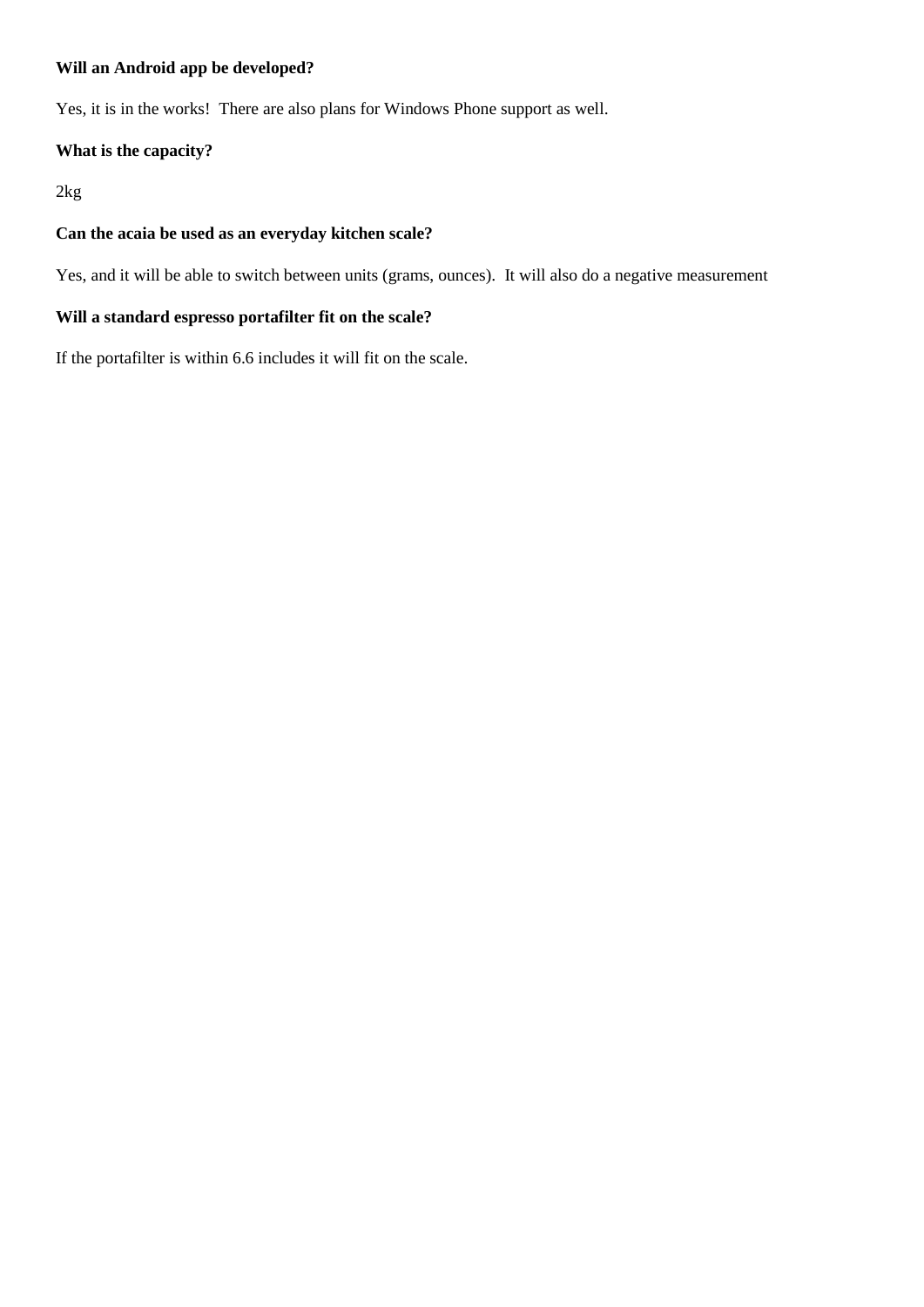**Will an Android app be developed?**

Yes, it is in the works!  There are also plans for Windows Phone support as well.

**What is the capacity?**

2kg

**Can the acaia be used as an everyday kitchen scale?**

Yes, and it will be able to switch between units (grams, ounces).  It will also do a negative measurement

**Will a standard espresso portafilter fit on the scale?**

If the portafilter is within 6.6 includes it will fit on the scale.